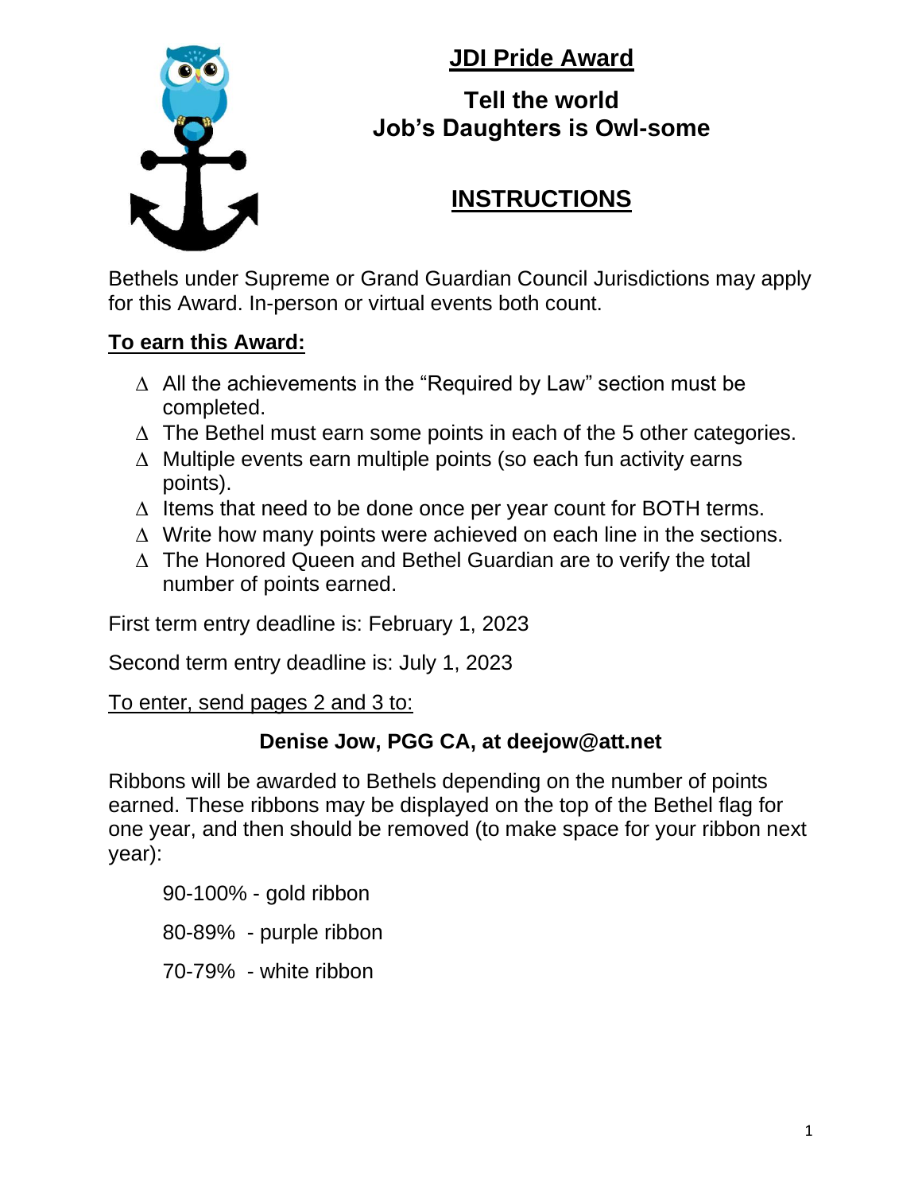# JDI Pride Award

## Tell the world
## Job's Daughters is Owl-some

## INSTRUCTIONS

Bethels under Supreme or Grand Guardian Council Jurisdictions may apply for this Award. In-person or virtual events both count.

**To earn this Award:**

- ∆ All the achievements in the "Required by Law" section must be completed.
- ∆ The Bethel must earn some points in each of the 5 other categories.
- ∆ Multiple events earn multiple points (so each fun activity earns points).
- ∆ Items that need to be done once per year count for BOTH terms.
- ∆ Write how many points were achieved on each line in the sections.
- ∆ The Honored Queen and Bethel Guardian are to verify the total number of points earned.

First term entry deadline is: February 1, 2023

Second term entry deadline is: July 1, 2023

To enter, send pages 2 and 3 to:

**Denise Jow, PGG CA, at deejow@att.net**

Ribbons will be awarded to Bethels depending on the number of points earned. These ribbons may be displayed on the top of the Bethel flag for one year, and then should be removed (to make space for your ribbon next year):

90-100% - gold ribbon

80-89% - purple ribbon

70-79% - white ribbon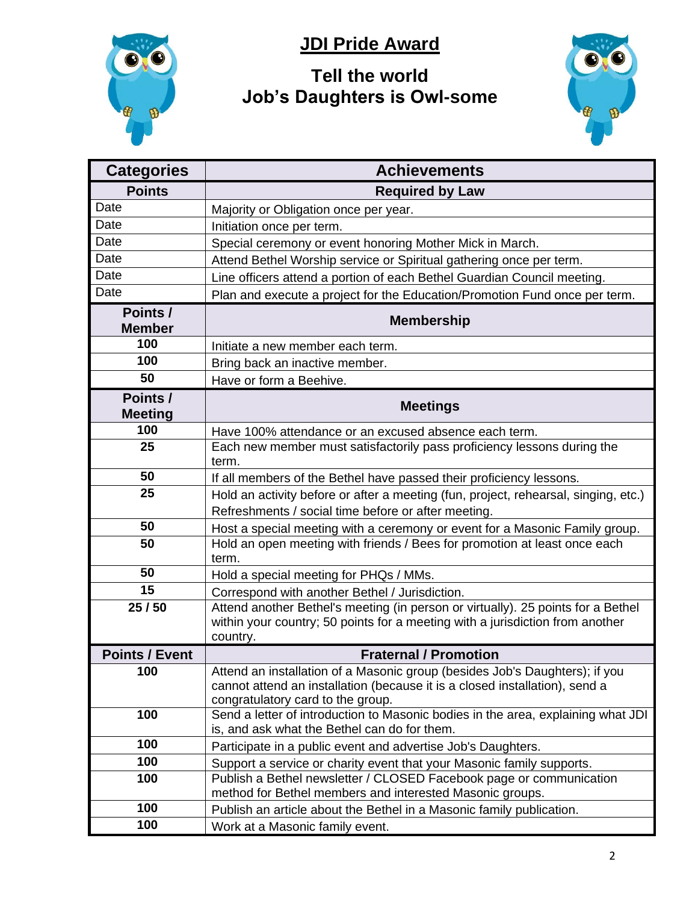# JDI Pride Award

## Tell the world
## Job's Daughters is Owl-some

| Categories | Achievements |
|---|---|
| **Points** | **Required by Law** |
| Date | Majority or Obligation once per year. |
| Date | Initiation once per term. |
| Date | Special ceremony or event honoring Mother Mick in March. |
| Date | Attend Bethel Worship service or Spiritual gathering once per term. |
| Date | Line officers attend a portion of each Bethel Guardian Council meeting. |
| Date | Plan and execute a project for the Education/Promotion Fund once per term. |
| **Points / Member** | **Membership** |
| **100** | Initiate a new member each term. |
| **100** | Bring back an inactive member. |
| **50** | Have or form a Beehive. |
| **Points / Meeting** | **Meetings** |
| **100** | Have 100% attendance or an excused absence each term. |
| **25** | Each new member must satisfactorily pass proficiency lessons during the term. |
| **50** | If all members of the Bethel have passed their proficiency lessons. |
| **25** | Hold an activity before or after a meeting (fun, project, rehearsal, singing, etc.) Refreshments / social time before or after meeting. |
| **50** | Host a special meeting with a ceremony or event for a Masonic Family group. |
| **50** | Hold an open meeting with friends / Bees for promotion at least once each term. |
| **50** | Hold a special meeting for PHQs / MMs. |
| **15** | Correspond with another Bethel / Jurisdiction. |
| **25 / 50** | Attend another Bethel's meeting (in person or virtually). 25 points for a Bethel within your country; 50 points for a meeting with a jurisdiction from another country. |
| **Points / Event** | **Fraternal / Promotion** |
| **100** | Attend an installation of a Masonic group (besides Job's Daughters); if you cannot attend an installation (because it is a closed installation), send a congratulatory card to the group. |
| **100** | Send a letter of introduction to Masonic bodies in the area, explaining what JDI is, and ask what the Bethel can do for them. |
| **100** | Participate in a public event and advertise Job's Daughters. |
| **100** | Support a service or charity event that your Masonic family supports. |
| **100** | Publish a Bethel newsletter / CLOSED Facebook page or communication method for Bethel members and interested Masonic groups. |
| **100** | Publish an article about the Bethel in a Masonic family publication. |
| **100** | Work at a Masonic family event. |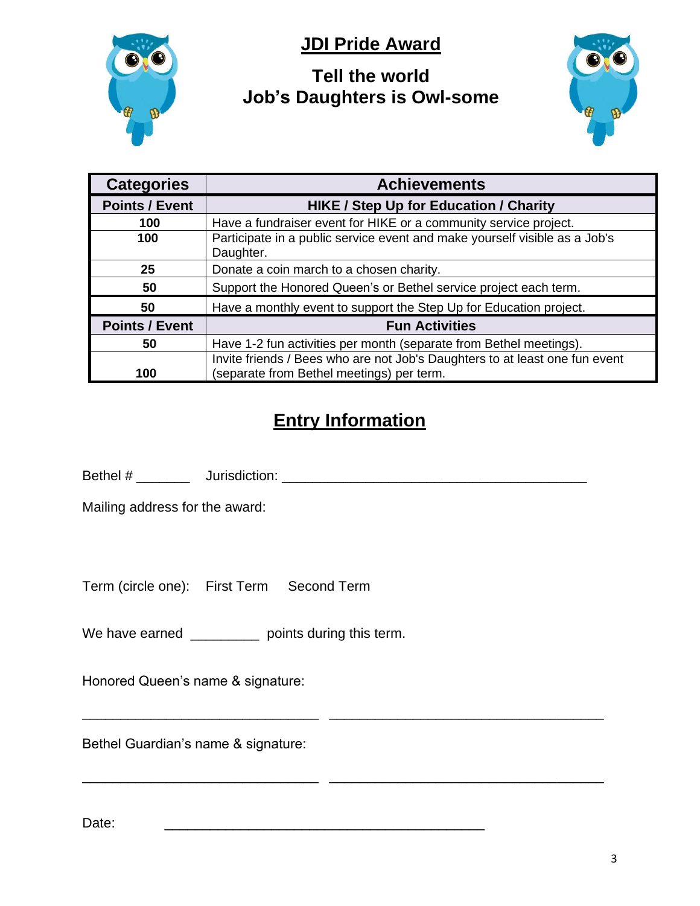# JDI Pride Award

## Tell the world
## Job's Daughters is Owl-some

| Categories | Achievements |
|---|---|
| **Points / Event** | **HIKE / Step Up for Education / Charity** |
| **100** | Have a fundraiser event for HIKE or a community service project. |
| **100** | Participate in a public service event and make yourself visible as a Job's Daughter. |
| **25** | Donate a coin march to a chosen charity. |
| **50** | Support the Honored Queen's or Bethel service project each term. |
| **50** | Have a monthly event to support the Step Up for Education project. |
| **Points / Event** | **Fun Activities** |
| **50** | Have 1-2 fun activities per month (separate from Bethel meetings). |
| **100** | Invite friends / Bees who are not Job's Daughters to at least one fun event (separate from Bethel meetings) per term. |

## Entry Information

Bethel # _______ Jurisdiction: ________________________________________

Mailing address for the award:

Term (circle one): First Term Second Term

We have earned _________ points during this term.

Honored Queen's name & signature:

_______________________________ ____________________________________

Bethel Guardian's name & signature:

_______________________________ ____________________________________

Date: __________________________________________